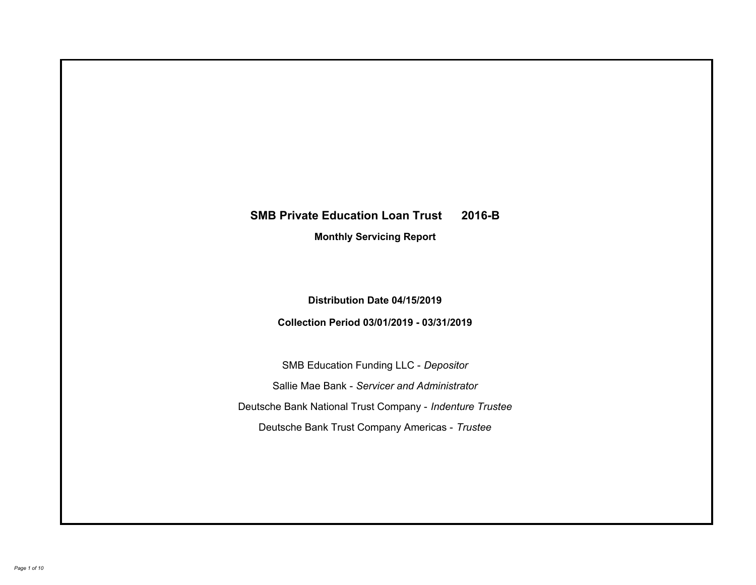# SMB Private Education Loan Trust 2016-B

## Monthly Servicing Report

**Distribution Date 04/15/2019**

**Collection Period 03/01/2019 - 03/31/2019**

SMB Education Funding LLC - *Depositor*

Sallie Mae Bank - *Servicer and Administrator*

Deutsche Bank National Trust Company - *Indenture Trustee*

Deutsche Bank Trust Company Americas - *Trustee*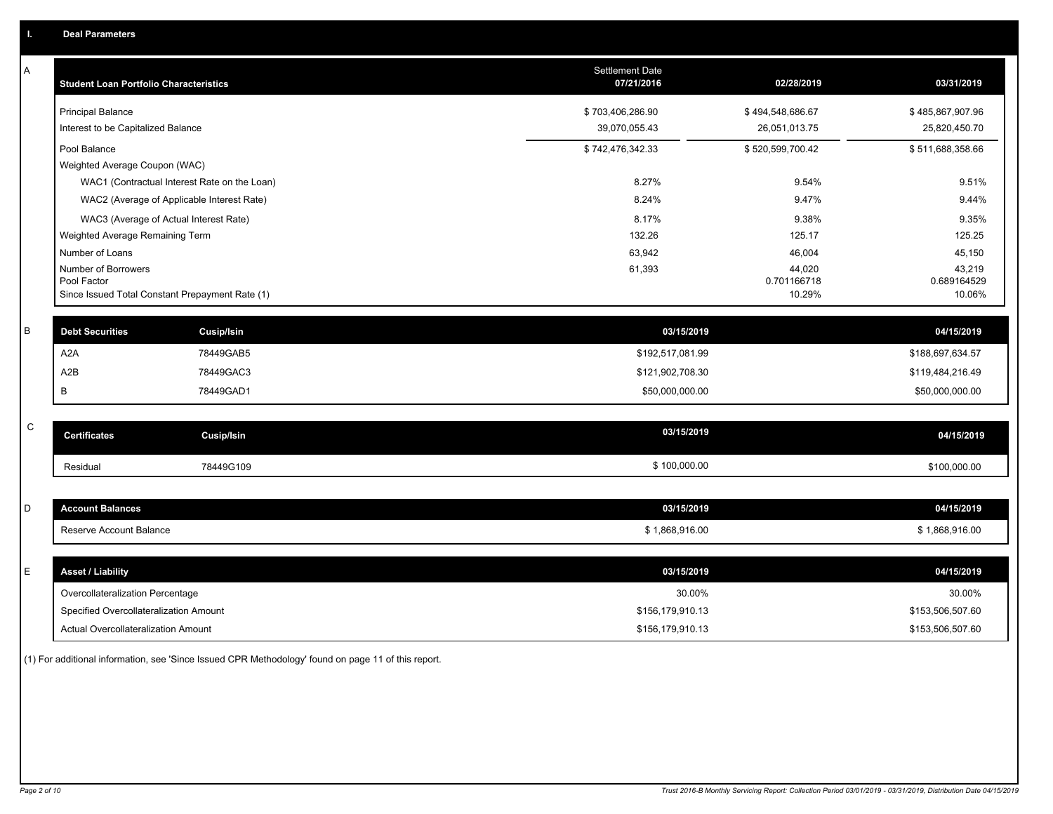## I. Deal Parameters

### A

| Student Loan Portfolio Characteristics | Settlement Date 07/21/2016 | 02/28/2019 | 03/31/2019 |
|---|---|---|---|
| Principal Balance | $ 703,406,286.90 | $ 494,548,686.67 | $ 485,867,907.96 |
| Interest to be Capitalized Balance | 39,070,055.43 | 26,051,013.75 | 25,820,450.70 |
| Pool Balance | $ 742,476,342.33 | $ 520,599,700.42 | $ 511,688,358.66 |
| Weighted Average Coupon (WAC) | | | |
| WAC1 (Contractual Interest Rate on the Loan) | 8.27% | 9.54% | 9.51% |
| WAC2 (Average of Applicable Interest Rate) | 8.24% | 9.47% | 9.44% |
| WAC3 (Average of Actual Interest Rate) | 8.17% | 9.38% | 9.35% |
| Weighted Average Remaining Term | 132.26 | 125.17 | 125.25 |
| Number of Loans | 63,942 | 46,004 | 45,150 |
| Number of Borrowers | 61,393 | 44,020 | 43,219 |
| Pool Factor | | 0.701166718 | 0.689164529 |
| Since Issued Total Constant Prepayment Rate (1) | | 10.29% | 10.06% |

### B

| Debt Securities | Cusip/Isin | 03/15/2019 | 04/15/2019 |
|---|---|---|---|
| A2A | 78449GAB5 | $192,517,081.99 | $188,697,634.57 |
| A2B | 78449GAC3 | $121,902,708.30 | $119,484,216.49 |
| B | 78449GAD1 | $50,000,000.00 | $50,000,000.00 |

### C

| Certificates | Cusip/Isin | 03/15/2019 | 04/15/2019 |
|---|---|---|---|
| Residual | 78449G109 | $ 100,000.00 | $100,000.00 |

### D

| Account Balances | 03/15/2019 | 04/15/2019 |
|---|---|---|
| Reserve Account Balance | $ 1,868,916.00 | $ 1,868,916.00 |

### E

| Asset / Liability | 03/15/2019 | 04/15/2019 |
|---|---|---|
| Overcollateralization Percentage | 30.00% | 30.00% |
| Specified Overcollateralization Amount | $156,179,910.13 | $153,506,507.60 |
| Actual Overcollateralization Amount | $156,179,910.13 | $153,506,507.60 |

(1) For additional information, see 'Since Issued CPR Methodology' found on page 11 of this report.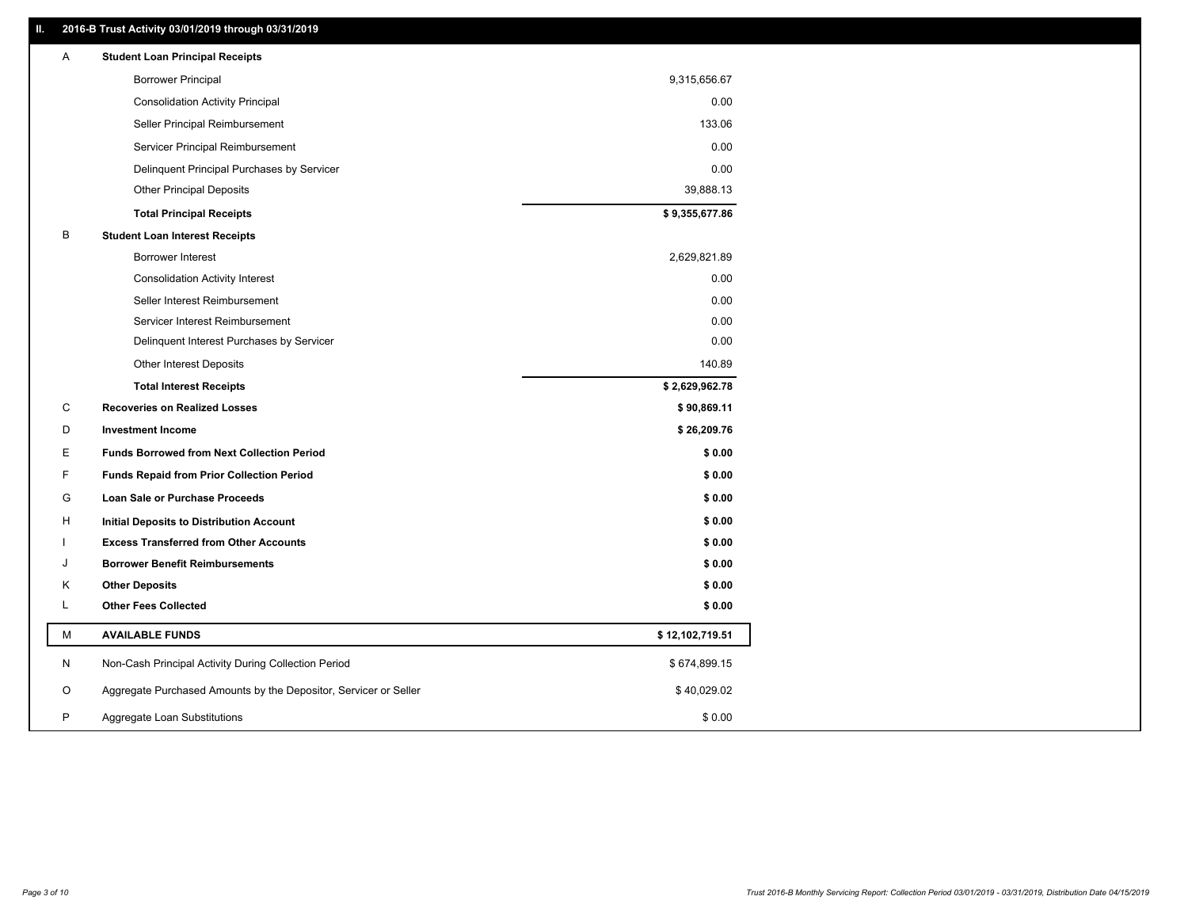## II. 2016-B Trust Activity 03/01/2019 through 03/31/2019

| | | |
|---|---|---|
| A | **Student Loan Principal Receipts** | |
| | Borrower Principal | 9,315,656.67 |
| | Consolidation Activity Principal | 0.00 |
| | Seller Principal Reimbursement | 133.06 |
| | Servicer Principal Reimbursement | 0.00 |
| | Delinquent Principal Purchases by Servicer | 0.00 |
| | Other Principal Deposits | 39,888.13 |
| | **Total Principal Receipts** | **$ 9,355,677.86** |
| B | **Student Loan Interest Receipts** | |
| | Borrower Interest | 2,629,821.89 |
| | Consolidation Activity Interest | 0.00 |
| | Seller Interest Reimbursement | 0.00 |
| | Servicer Interest Reimbursement | 0.00 |
| | Delinquent Interest Purchases by Servicer | 0.00 |
| | Other Interest Deposits | 140.89 |
| | **Total Interest Receipts** | **$ 2,629,962.78** |
| C | **Recoveries on Realized Losses** | **$ 90,869.11** |
| D | **Investment Income** | **$ 26,209.76** |
| E | **Funds Borrowed from Next Collection Period** | **$ 0.00** |
| F | **Funds Repaid from Prior Collection Period** | **$ 0.00** |
| G | **Loan Sale or Purchase Proceeds** | **$ 0.00** |
| H | **Initial Deposits to Distribution Account** | **$ 0.00** |
| I | **Excess Transferred from Other Accounts** | **$ 0.00** |
| J | **Borrower Benefit Reimbursements** | **$ 0.00** |
| K | **Other Deposits** | **$ 0.00** |
| L | **Other Fees Collected** | **$ 0.00** |
| M | **AVAILABLE FUNDS** | **$ 12,102,719.51** |
| N | Non-Cash Principal Activity During Collection Period | $ 674,899.15 |
| O | Aggregate Purchased Amounts by the Depositor, Servicer or Seller | $ 40,029.02 |
| P | Aggregate Loan Substitutions | $ 0.00 |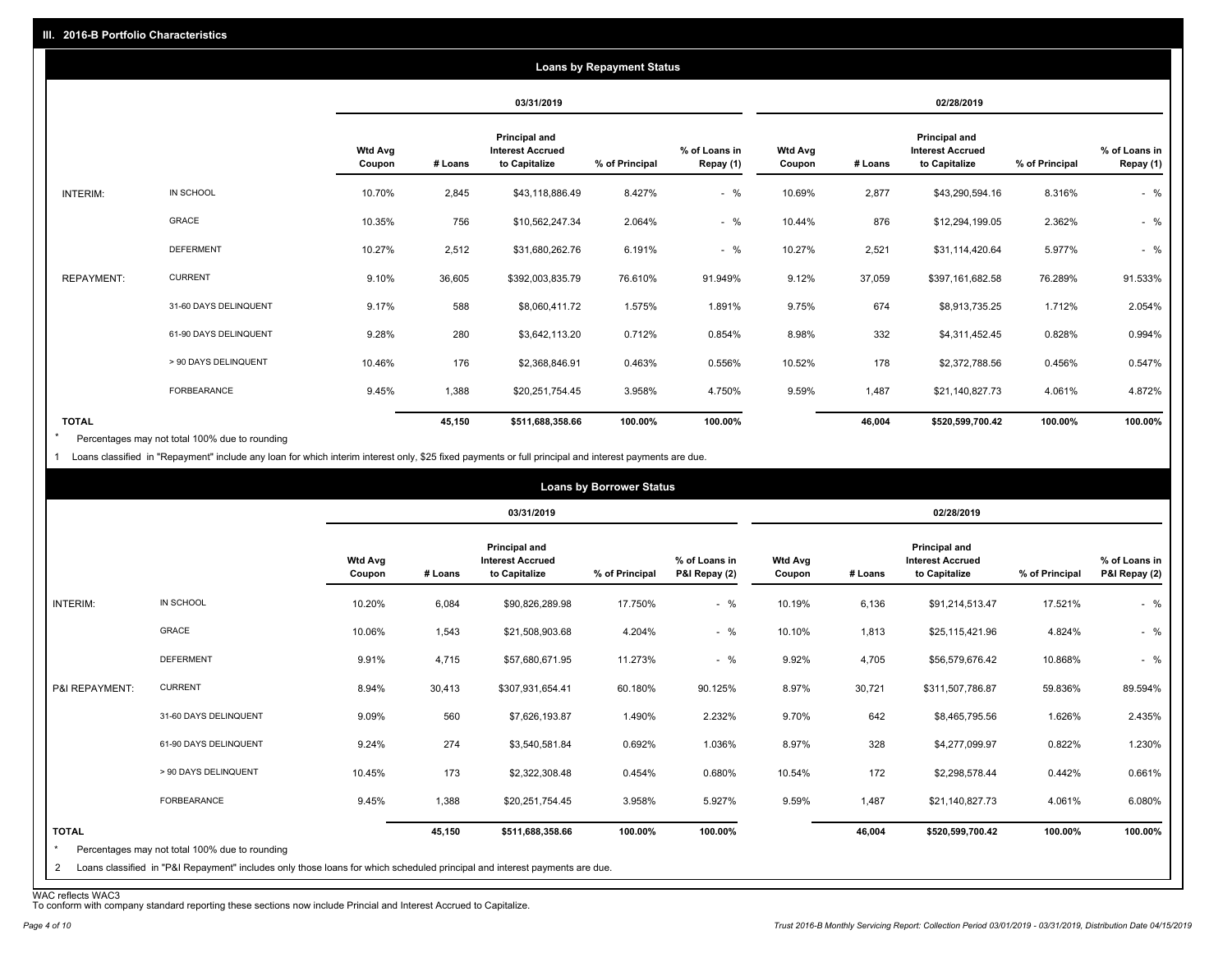## III. 2016-B Portfolio Characteristics

### Loans by Repayment Status

| | | 03/31/2019 | | | | | 02/28/2019 | | | | |
|---|---|---|---|---|---|---|---|---|---|---|---|
| | | Wtd Avg Coupon | # Loans | Principal and Interest Accrued to Capitalize | % of Principal | % of Loans in Repay (1) | Wtd Avg Coupon | # Loans | Principal and Interest Accrued to Capitalize | % of Principal | % of Loans in Repay (1) |
| INTERIM: | IN SCHOOL | 10.70% | 2,845 | $43,118,886.49 | 8.427% | - % | 10.69% | 2,877 | $43,290,594.16 | 8.316% | - % |
| | GRACE | 10.35% | 756 | $10,562,247.34 | 2.064% | - % | 10.44% | 876 | $12,294,199.05 | 2.362% | - % |
| | DEFERMENT | 10.27% | 2,512 | $31,680,262.76 | 6.191% | - % | 10.27% | 2,521 | $31,114,420.64 | 5.977% | - % |
| REPAYMENT: | CURRENT | 9.10% | 36,605 | $392,003,835.79 | 76.610% | 91.949% | 9.12% | 37,059 | $397,161,682.58 | 76.289% | 91.533% |
| | 31-60 DAYS DELINQUENT | 9.17% | 588 | $8,060,411.72 | 1.575% | 1.891% | 9.75% | 674 | $8,913,735.25 | 1.712% | 2.054% |
| | 61-90 DAYS DELINQUENT | 9.28% | 280 | $3,642,113.20 | 0.712% | 0.854% | 8.98% | 332 | $4,311,452.45 | 0.828% | 0.994% |
| | > 90 DAYS DELINQUENT | 10.46% | 176 | $2,368,846.91 | 0.463% | 0.556% | 10.52% | 178 | $2,372,788.56 | 0.456% | 0.547% |
| | FORBEARANCE | 9.45% | 1,388 | $20,251,754.45 | 3.958% | 4.750% | 9.59% | 1,487 | $21,140,827.73 | 4.061% | 4.872% |
| **TOTAL** | | | **45,150** | **$511,688,358.66** | **100.00%** | **100.00%** | | **46,004** | **$520,599,700.42** | **100.00%** | **100.00%** |

* Percentages may not total 100% due to rounding

1 Loans classified in "Repayment" include any loan for which interim interest only, $25 fixed payments or full principal and interest payments are due.

### Loans by Borrower Status

| | | 03/31/2019 | | | | | 02/28/2019 | | | | |
|---|---|---|---|---|---|---|---|---|---|---|---|
| | | Wtd Avg Coupon | # Loans | Principal and Interest Accrued to Capitalize | % of Principal | % of Loans in P&I Repay (2) | Wtd Avg Coupon | # Loans | Principal and Interest Accrued to Capitalize | % of Principal | % of Loans in P&I Repay (2) |
| INTERIM: | IN SCHOOL | 10.20% | 6,084 | $90,826,289.98 | 17.750% | - % | 10.19% | 6,136 | $91,214,513.47 | 17.521% | - % |
| | GRACE | 10.06% | 1,543 | $21,508,903.68 | 4.204% | - % | 10.10% | 1,813 | $25,115,421.96 | 4.824% | - % |
| | DEFERMENT | 9.91% | 4,715 | $57,680,671.95 | 11.273% | - % | 9.92% | 4,705 | $56,579,676.42 | 10.868% | - % |
| P&I REPAYMENT: | CURRENT | 8.94% | 30,413 | $307,931,654.41 | 60.180% | 90.125% | 8.97% | 30,721 | $311,507,786.87 | 59.836% | 89.594% |
| | 31-60 DAYS DELINQUENT | 9.09% | 560 | $7,626,193.87 | 1.490% | 2.232% | 9.70% | 642 | $8,465,795.56 | 1.626% | 2.435% |
| | 61-90 DAYS DELINQUENT | 9.24% | 274 | $3,540,581.84 | 0.692% | 1.036% | 8.97% | 328 | $4,277,099.97 | 0.822% | 1.230% |
| | > 90 DAYS DELINQUENT | 10.45% | 173 | $2,322,308.48 | 0.454% | 0.680% | 10.54% | 172 | $2,298,578.44 | 0.442% | 0.661% |
| | FORBEARANCE | 9.45% | 1,388 | $20,251,754.45 | 3.958% | 5.927% | 9.59% | 1,487 | $21,140,827.73 | 4.061% | 6.080% |
| **TOTAL** | | | **45,150** | **$511,688,358.66** | **100.00%** | **100.00%** | | **46,004** | **$520,599,700.42** | **100.00%** | **100.00%** |

* Percentages may not total 100% due to rounding

2 Loans classified in "P&I Repayment" includes only those loans for which scheduled principal and interest payments are due.

WAC reflects WAC3

To conform with company standard reporting these sections now include Princial and Interest Accrued to Capitalize.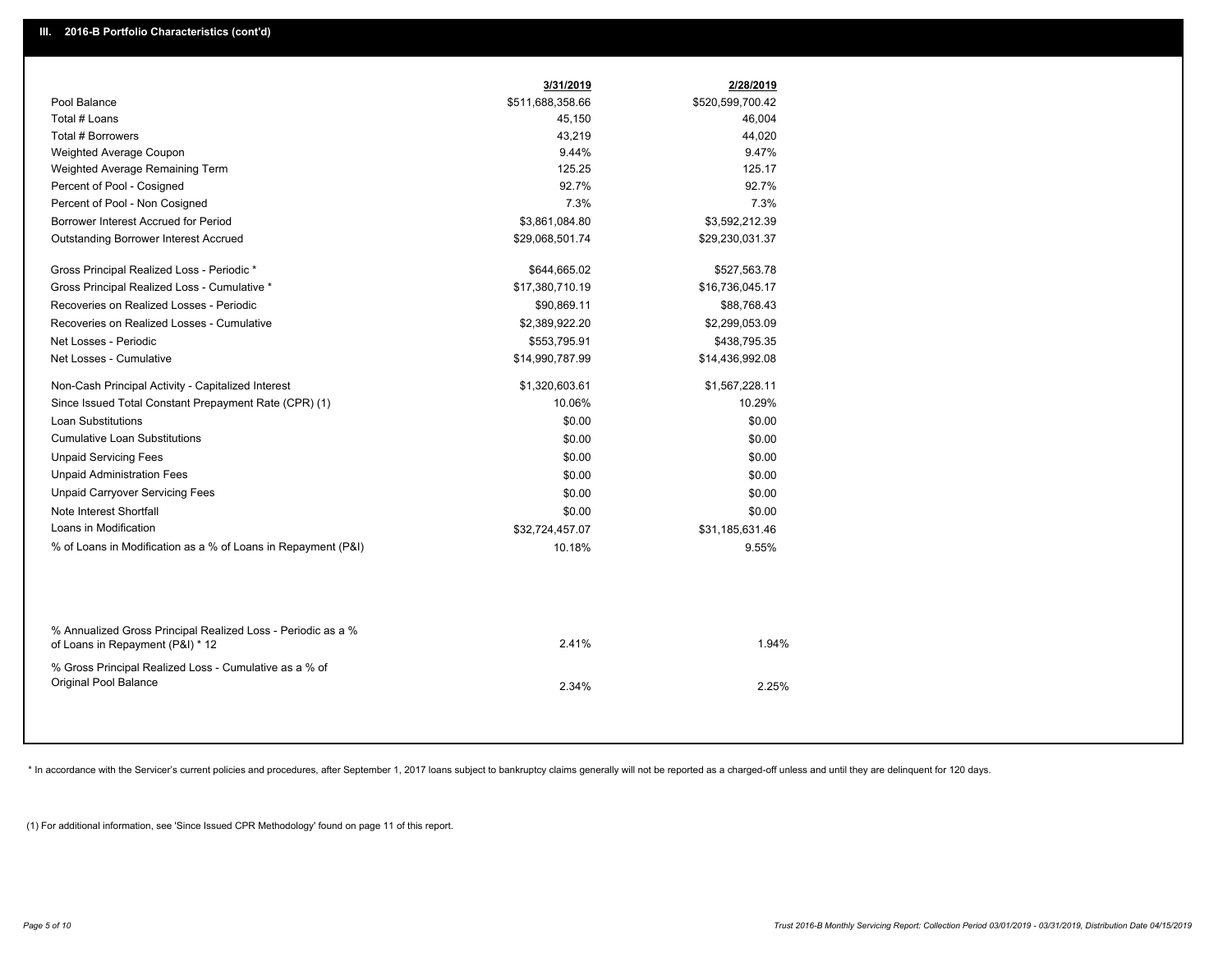## III. 2016-B Portfolio Characteristics (cont'd)

| | 3/31/2019 | 2/28/2019 |
|---|---|---|
| Pool Balance | $511,688,358.66 | $520,599,700.42 |
| Total # Loans | 45,150 | 46,004 |
| Total # Borrowers | 43,219 | 44,020 |
| Weighted Average Coupon | 9.44% | 9.47% |
| Weighted Average Remaining Term | 125.25 | 125.17 |
| Percent of Pool - Cosigned | 92.7% | 92.7% |
| Percent of Pool - Non Cosigned | 7.3% | 7.3% |
| Borrower Interest Accrued for Period | $3,861,084.80 | $3,592,212.39 |
| Outstanding Borrower Interest Accrued | $29,068,501.74 | $29,230,031.37 |
| Gross Principal Realized Loss - Periodic * | $644,665.02 | $527,563.78 |
| Gross Principal Realized Loss - Cumulative * | $17,380,710.19 | $16,736,045.17 |
| Recoveries on Realized Losses - Periodic | $90,869.11 | $88,768.43 |
| Recoveries on Realized Losses - Cumulative | $2,389,922.20 | $2,299,053.09 |
| Net Losses - Periodic | $553,795.91 | $438,795.35 |
| Net Losses - Cumulative | $14,990,787.99 | $14,436,992.08 |
| Non-Cash Principal Activity - Capitalized Interest | $1,320,603.61 | $1,567,228.11 |
| Since Issued Total Constant Prepayment Rate (CPR) (1) | 10.06% | 10.29% |
| Loan Substitutions | $0.00 | $0.00 |
| Cumulative Loan Substitutions | $0.00 | $0.00 |
| Unpaid Servicing Fees | $0.00 | $0.00 |
| Unpaid Administration Fees | $0.00 | $0.00 |
| Unpaid Carryover Servicing Fees | $0.00 | $0.00 |
| Note Interest Shortfall | $0.00 | $0.00 |
| Loans in Modification | $32,724,457.07 | $31,185,631.46 |
| % of Loans in Modification as a % of Loans in Repayment (P&I) | 10.18% | 9.55% |
| % Annualized Gross Principal Realized Loss - Periodic as a % of Loans in Repayment (P&I) * 12 | 2.41% | 1.94% |
| % Gross Principal Realized Loss - Cumulative as a % of Original Pool Balance | 2.34% | 2.25% |

* In accordance with the Servicer's current policies and procedures, after September 1, 2017 loans subject to bankruptcy claims generally will not be reported as a charged-off unless and until they are delinquent for 120 days.

(1) For additional information, see 'Since Issued CPR Methodology' found on page 11 of this report.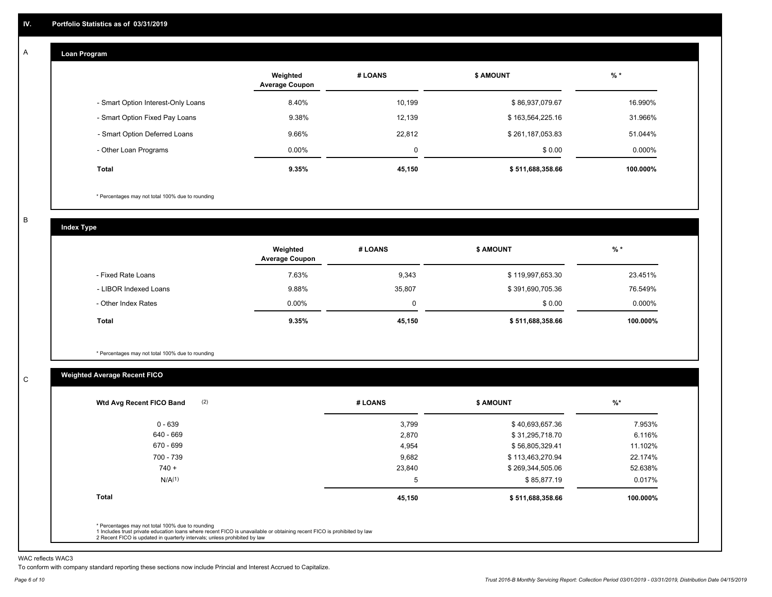## IV. Portfolio Statistics as of 03/31/2019

### A. Loan Program

| | Weighted Average Coupon | # LOANS | $ AMOUNT | % * |
|---|---|---|---|---|
| - Smart Option Interest-Only Loans | 8.40% | 10,199 | $ 86,937,079.67 | 16.990% |
| - Smart Option Fixed Pay Loans | 9.38% | 12,139 | $ 163,564,225.16 | 31.966% |
| - Smart Option Deferred Loans | 9.66% | 22,812 | $ 261,187,053.83 | 51.044% |
| - Other Loan Programs | 0.00% | 0 | $ 0.00 | 0.000% |
| **Total** | **9.35%** | **45,150** | **$ 511,688,358.66** | **100.000%** |

\* Percentages may not total 100% due to rounding

### B. Index Type

| | Weighted Average Coupon | # LOANS | $ AMOUNT | % * |
|---|---|---|---|---|
| - Fixed Rate Loans | 7.63% | 9,343 | $ 119,997,653.30 | 23.451% |
| - LIBOR Indexed Loans | 9.88% | 35,807 | $ 391,690,705.36 | 76.549% |
| - Other Index Rates | 0.00% | 0 | $ 0.00 | 0.000% |
| **Total** | **9.35%** | **45,150** | **$ 511,688,358.66** | **100.000%** |

\* Percentages may not total 100% due to rounding

### C. Weighted Average Recent FICO

| Wtd Avg Recent FICO Band (2) | # LOANS | $ AMOUNT | %* |
|---|---|---|---|
| 0 - 639 | 3,799 | $ 40,693,657.36 | 7.953% |
| 640 - 669 | 2,870 | $ 31,295,718.70 | 6.116% |
| 670 - 699 | 4,954 | $ 56,805,329.41 | 11.102% |
| 700 - 739 | 9,682 | $ 113,463,270.94 | 22.174% |
| 740 + | 23,840 | $ 269,344,505.06 | 52.638% |
| N/A(1) | 5 | $ 85,877.19 | 0.017% |
| **Total** | **45,150** | **$ 511,688,358.66** | **100.000%** |

\* Percentages may not total 100% due to rounding
1 Includes trust private education loans where recent FICO is unavailable or obtaining recent FICO is prohibited by law
2 Recent FICO is updated in quarterly intervals; unless prohibited by law

WAC reflects WAC3

To conform with company standard reporting these sections now include Princial and Interest Accrued to Capitalize.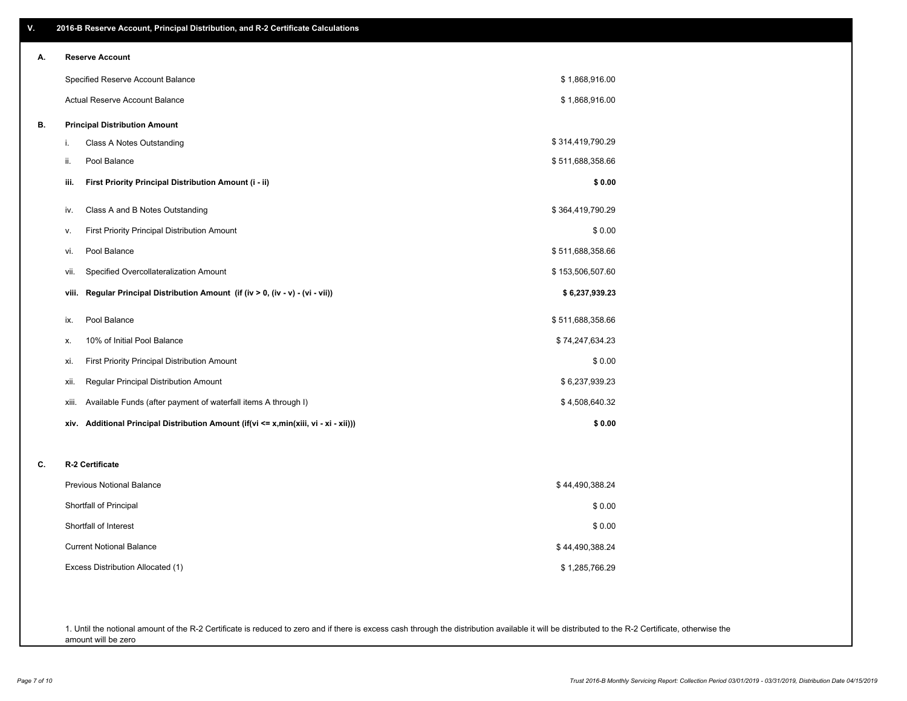## V. 2016-B Reserve Account, Principal Distribution, and R-2 Certificate Calculations

### A. Reserve Account

| | |
|---|---|
| Specified Reserve Account Balance | $ 1,868,916.00 |
| Actual Reserve Account Balance | $ 1,868,916.00 |

### B. Principal Distribution Amount

| | | |
|---|---|---|
| i. | Class A Notes Outstanding | $ 314,419,790.29 |
| ii. | Pool Balance | $ 511,688,358.66 |
| **iii.** | **First Priority Principal Distribution Amount (i - ii)** | **$ 0.00** |
| iv. | Class A and B Notes Outstanding | $ 364,419,790.29 |
| v. | First Priority Principal Distribution Amount | $ 0.00 |
| vi. | Pool Balance | $ 511,688,358.66 |
| vii. | Specified Overcollateralization Amount | $ 153,506,507.60 |
| **viii.** | **Regular Principal Distribution Amount (if (iv > 0, (iv - v) - (vi - vii))** | **$ 6,237,939.23** |
| ix. | Pool Balance | $ 511,688,358.66 |
| x. | 10% of Initial Pool Balance | $ 74,247,634.23 |
| xi. | First Priority Principal Distribution Amount | $ 0.00 |
| xii. | Regular Principal Distribution Amount | $ 6,237,939.23 |
| xiii. | Available Funds (after payment of waterfall items A through I) | $ 4,508,640.32 |
| **xiv.** | **Additional Principal Distribution Amount (if(vi <= x,min(xiii, vi - xi - xii)))** | **$ 0.00** |

### C. R-2 Certificate

| | |
|---|---|
| Previous Notional Balance | $ 44,490,388.24 |
| Shortfall of Principal | $ 0.00 |
| Shortfall of Interest | $ 0.00 |
| Current Notional Balance | $ 44,490,388.24 |
| Excess Distribution Allocated (1) | $ 1,285,766.29 |

1. Until the notional amount of the R-2 Certificate is reduced to zero and if there is excess cash through the distribution available it will be distributed to the R-2 Certificate, otherwise the amount will be zero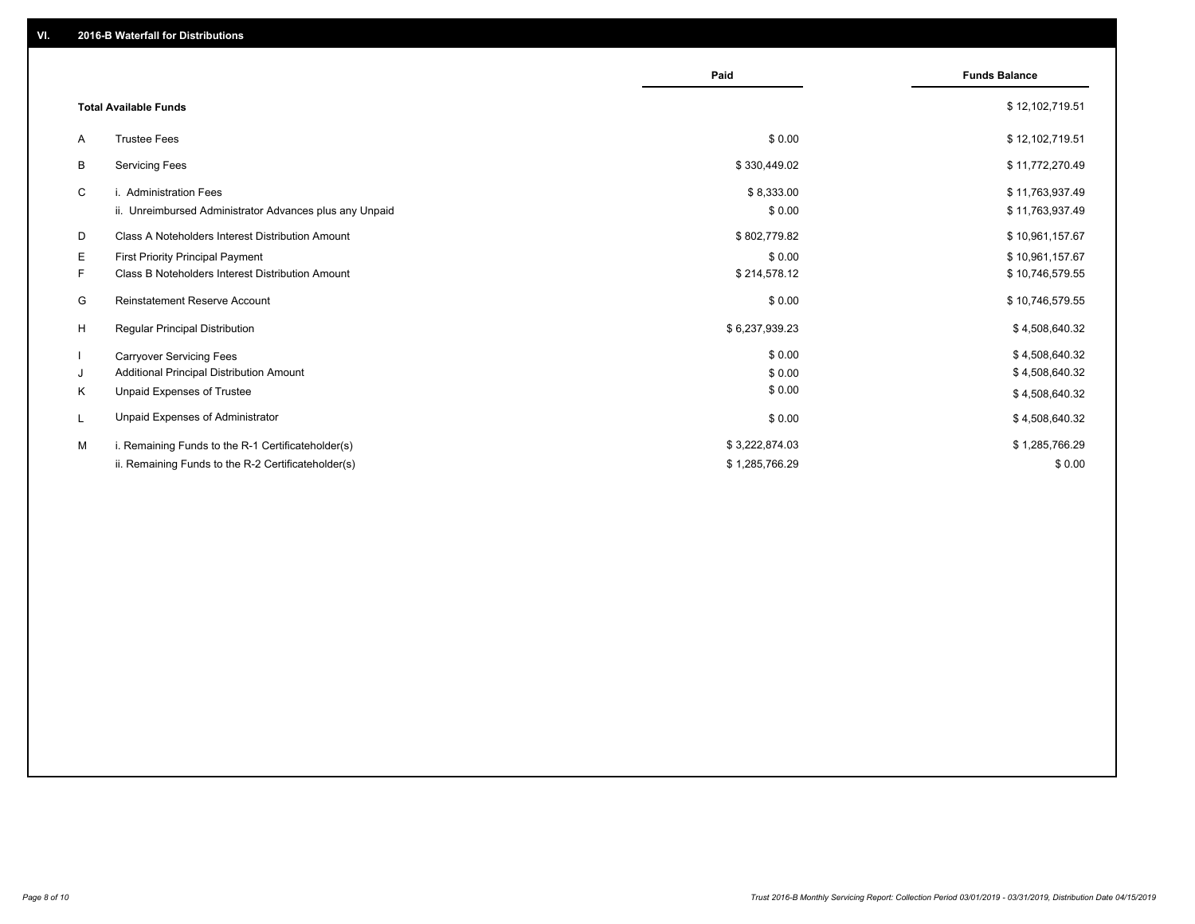## VI. 2016-B Waterfall for Distributions

| | | Paid | Funds Balance |
|---|---|---|---|
| | **Total Available Funds** | | $ 12,102,719.51 |
| A | Trustee Fees | $ 0.00 | $ 12,102,719.51 |
| B | Servicing Fees | $ 330,449.02 | $ 11,772,270.49 |
| C | i. Administration Fees | $ 8,333.00 | $ 11,763,937.49 |
| | ii. Unreimbursed Administrator Advances plus any Unpaid | $ 0.00 | $ 11,763,937.49 |
| D | Class A Noteholders Interest Distribution Amount | $ 802,779.82 | $ 10,961,157.67 |
| E | First Priority Principal Payment | $ 0.00 | $ 10,961,157.67 |
| F | Class B Noteholders Interest Distribution Amount | $ 214,578.12 | $ 10,746,579.55 |
| G | Reinstatement Reserve Account | $ 0.00 | $ 10,746,579.55 |
| H | Regular Principal Distribution | $ 6,237,939.23 | $ 4,508,640.32 |
| I | Carryover Servicing Fees | $ 0.00 | $ 4,508,640.32 |
| J | Additional Principal Distribution Amount | $ 0.00 | $ 4,508,640.32 |
| K | Unpaid Expenses of Trustee | $ 0.00 | $ 4,508,640.32 |
| L | Unpaid Expenses of Administrator | $ 0.00 | $ 4,508,640.32 |
| M | i. Remaining Funds to the R-1 Certificateholder(s) | $ 3,222,874.03 | $ 1,285,766.29 |
| | ii. Remaining Funds to the R-2 Certificateholder(s) | $ 1,285,766.29 | $ 0.00 |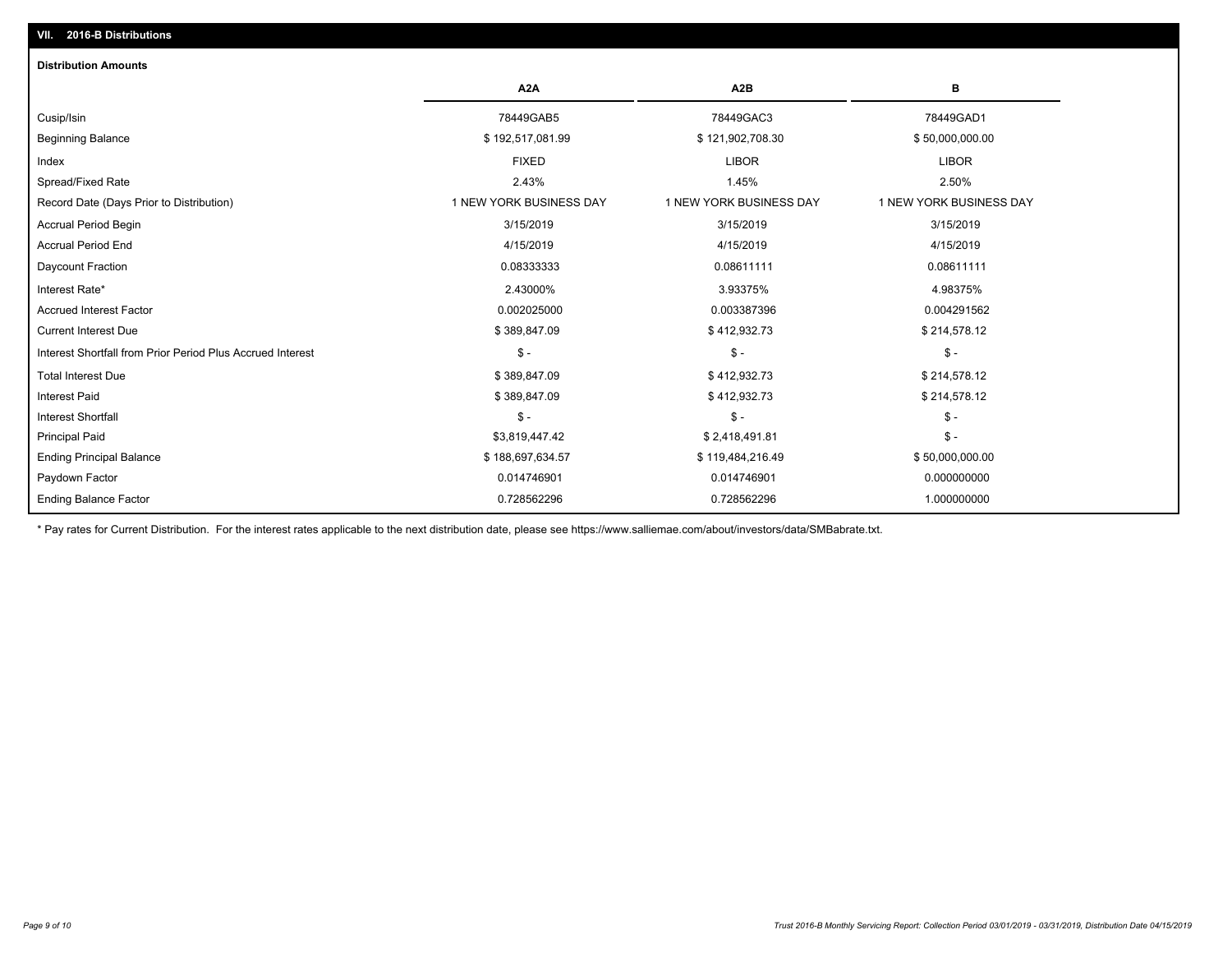## VII. 2016-B Distributions

### Distribution Amounts

| | A2A | A2B | B |
|---|---|---|---|
| Cusip/Isin | 78449GAB5 | 78449GAC3 | 78449GAD1 |
| Beginning Balance | $ 192,517,081.99 | $ 121,902,708.30 | $ 50,000,000.00 |
| Index | FIXED | LIBOR | LIBOR |
| Spread/Fixed Rate | 2.43% | 1.45% | 2.50% |
| Record Date (Days Prior to Distribution) | 1 NEW YORK BUSINESS DAY | 1 NEW YORK BUSINESS DAY | 1 NEW YORK BUSINESS DAY |
| Accrual Period Begin | 3/15/2019 | 3/15/2019 | 3/15/2019 |
| Accrual Period End | 4/15/2019 | 4/15/2019 | 4/15/2019 |
| Daycount Fraction | 0.08333333 | 0.08611111 | 0.08611111 |
| Interest Rate* | 2.43000% | 3.93375% | 4.98375% |
| Accrued Interest Factor | 0.002025000 | 0.003387396 | 0.004291562 |
| Current Interest Due | $ 389,847.09 | $ 412,932.73 | $ 214,578.12 |
| Interest Shortfall from Prior Period Plus Accrued Interest | $ - | $ - | $ - |
| Total Interest Due | $ 389,847.09 | $ 412,932.73 | $ 214,578.12 |
| Interest Paid | $ 389,847.09 | $ 412,932.73 | $ 214,578.12 |
| Interest Shortfall | $ - | $ - | $ - |
| Principal Paid | $3,819,447.42 | $ 2,418,491.81 | $ - |
| Ending Principal Balance | $ 188,697,634.57 | $ 119,484,216.49 | $ 50,000,000.00 |
| Paydown Factor | 0.014746901 | 0.014746901 | 0.000000000 |
| Ending Balance Factor | 0.728562296 | 0.728562296 | 1.000000000 |

* Pay rates for Current Distribution. For the interest rates applicable to the next distribution date, please see https://www.salliemae.com/about/investors/data/SMBabrate.txt.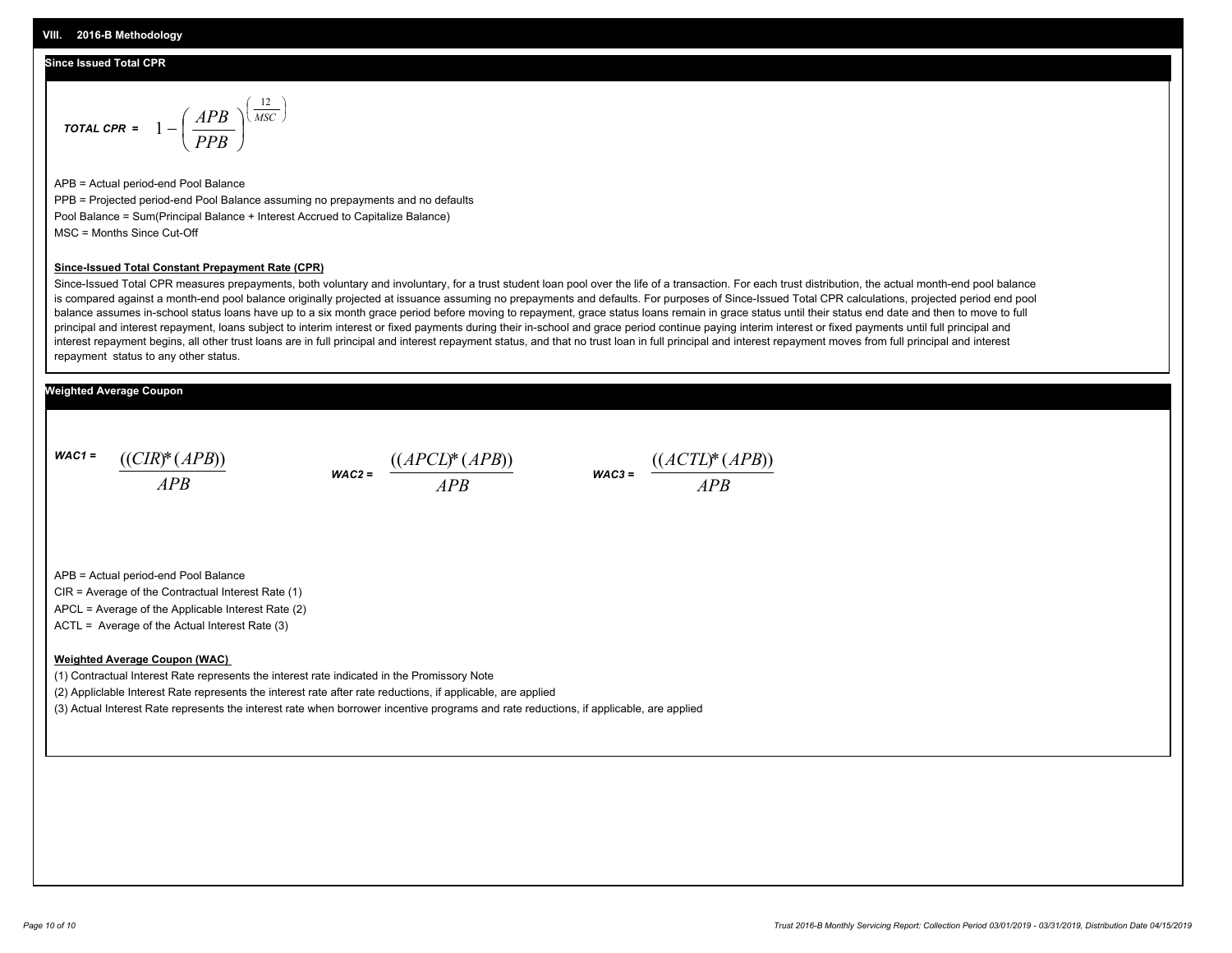## VIII. 2016-B Methodology

### Since Issued Total CPR

$$\textit{TOTAL CPR} = 1 - \left( \frac{APB}{PPB} \right)^{\left( \frac{12}{MSC} \right)}$$

APB = Actual period-end Pool Balance

PPB = Projected period-end Pool Balance assuming no prepayments and no defaults

Pool Balance = Sum(Principal Balance + Interest Accrued to Capitalize Balance)

MSC = Months Since Cut-Off

**Since-Issued Total Constant Prepayment Rate (CPR)**

Since-Issued Total CPR measures prepayments, both voluntary and involuntary, for a trust student loan pool over the life of a transaction. For each trust distribution, the actual month-end pool balance is compared against a month-end pool balance originally projected at issuance assuming no prepayments and defaults. For purposes of Since-Issued Total CPR calculations, projected period end pool balance assumes in-school status loans have up to a six month grace period before moving to repayment, grace status loans remain in grace status until their status end date and then to move to full principal and interest repayment, loans subject to interim interest or fixed payments during their in-school and grace period continue paying interim interest or fixed payments until full principal and interest repayment begins, all other trust loans are in full principal and interest repayment status, and that no trust loan in full principal and interest repayment moves from full principal and interest repayment status to any other status.

### Weighted Average Coupon

$$\textit{WAC1} = \frac{((CIR)^*(APB))}{APB} \qquad \textit{WAC2} = \frac{((APCL)^*(APB))}{APB} \qquad \textit{WAC3} = \frac{((ACTL)^*(APB))}{APB}$$

APB = Actual period-end Pool Balance

CIR = Average of the Contractual Interest Rate (1)

APCL = Average of the Applicable Interest Rate (2)

ACTL = Average of the Actual Interest Rate (3)

**Weighted Average Coupon (WAC)**

(1) Contractual Interest Rate represents the interest rate indicated in the Promissory Note

(2) Appliclable Interest Rate represents the interest rate after rate reductions, if applicable, are applied

(3) Actual Interest Rate represents the interest rate when borrower incentive programs and rate reductions, if applicable, are applied